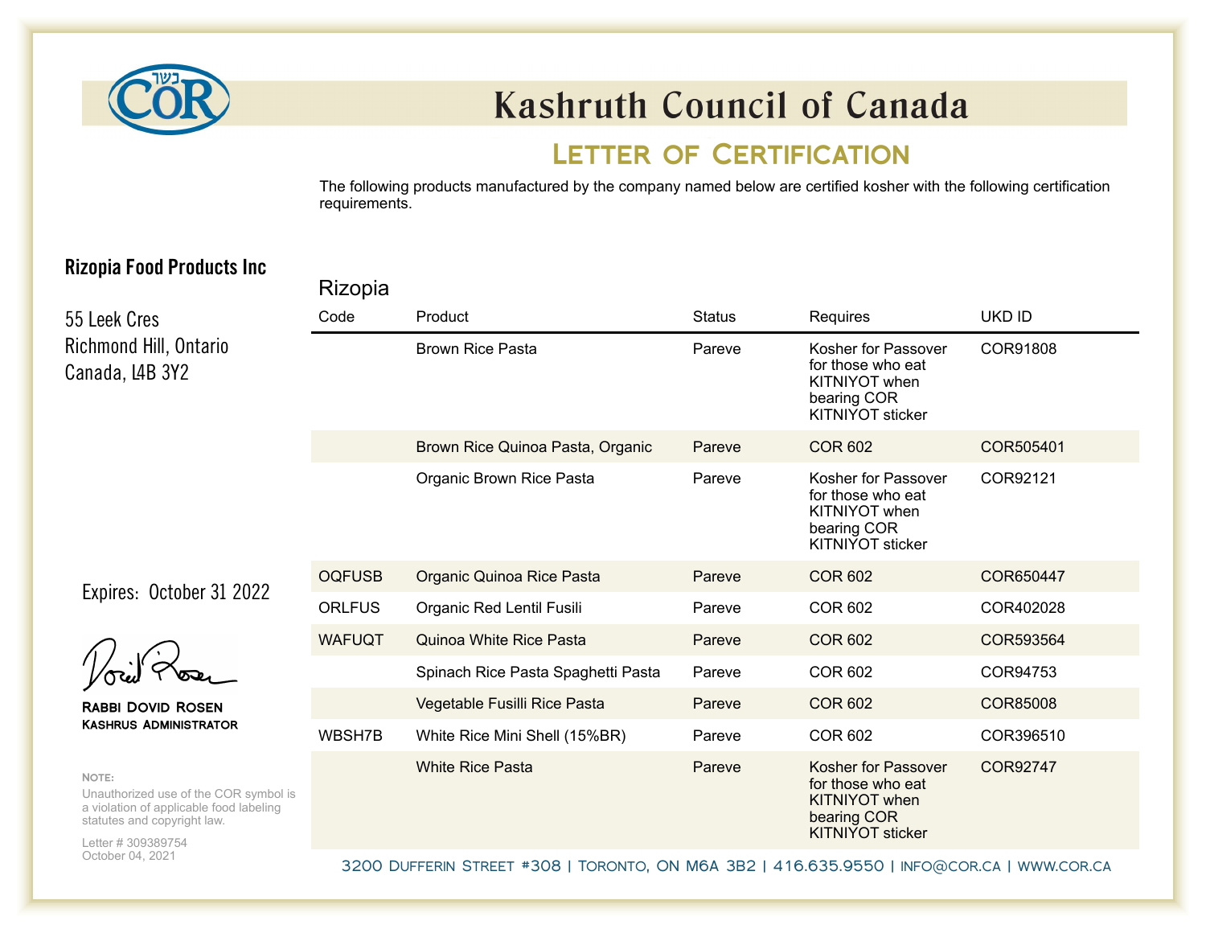# Kashruth Council of Canada

## Letter of Certification

The following products manufactured by the company named below are certified kosher with the following certification requirements.

**Rizopia Food Products Inc**

55 Leek Cres
Richmond Hill, Ontario
Canada, L4B 3Y2

### Rizopia

| Code | Product | Status | Requires | UKD ID |
|---|---|---|---|---|
| | Brown Rice Pasta | Pareve | Kosher for Passover for those who eat KITNIYOT when bearing COR KITNIYOT sticker | COR91808 |
| | Brown Rice Quinoa Pasta, Organic | Pareve | COR 602 | COR505401 |
| | Organic Brown Rice Pasta | Pareve | Kosher for Passover for those who eat KITNIYOT when bearing COR KITNIYOT sticker | COR92121 |
| OQFUSB | Organic Quinoa Rice Pasta | Pareve | COR 602 | COR650447 |
| ORLFUS | Organic Red Lentil Fusili | Pareve | COR 602 | COR402028 |
| WAFUQT | Quinoa White Rice Pasta | Pareve | COR 602 | COR593564 |
| | Spinach Rice Pasta Spaghetti Pasta | Pareve | COR 602 | COR94753 |
| | Vegetable Fusilli Rice Pasta | Pareve | COR 602 | COR85008 |
| WBSH7B | White Rice Mini Shell (15%BR) | Pareve | COR 602 | COR396510 |
| | White Rice Pasta | Pareve | Kosher for Passover for those who eat KITNIYOT when bearing COR KITNIYOT sticker | COR92747 |

Expires: October 31 2022

**Rabbi Dovid Rosen**
**Kashrus Administrator**

NOTE:
Unauthorized use of the COR symbol is a violation of applicable food labeling statutes and copyright law.

Letter # 309389754
October 04, 2021

3200 Dufferin Street #308 | Toronto, ON M6A 3B2 | 416.635.9550 | info@cor.ca | www.cor.ca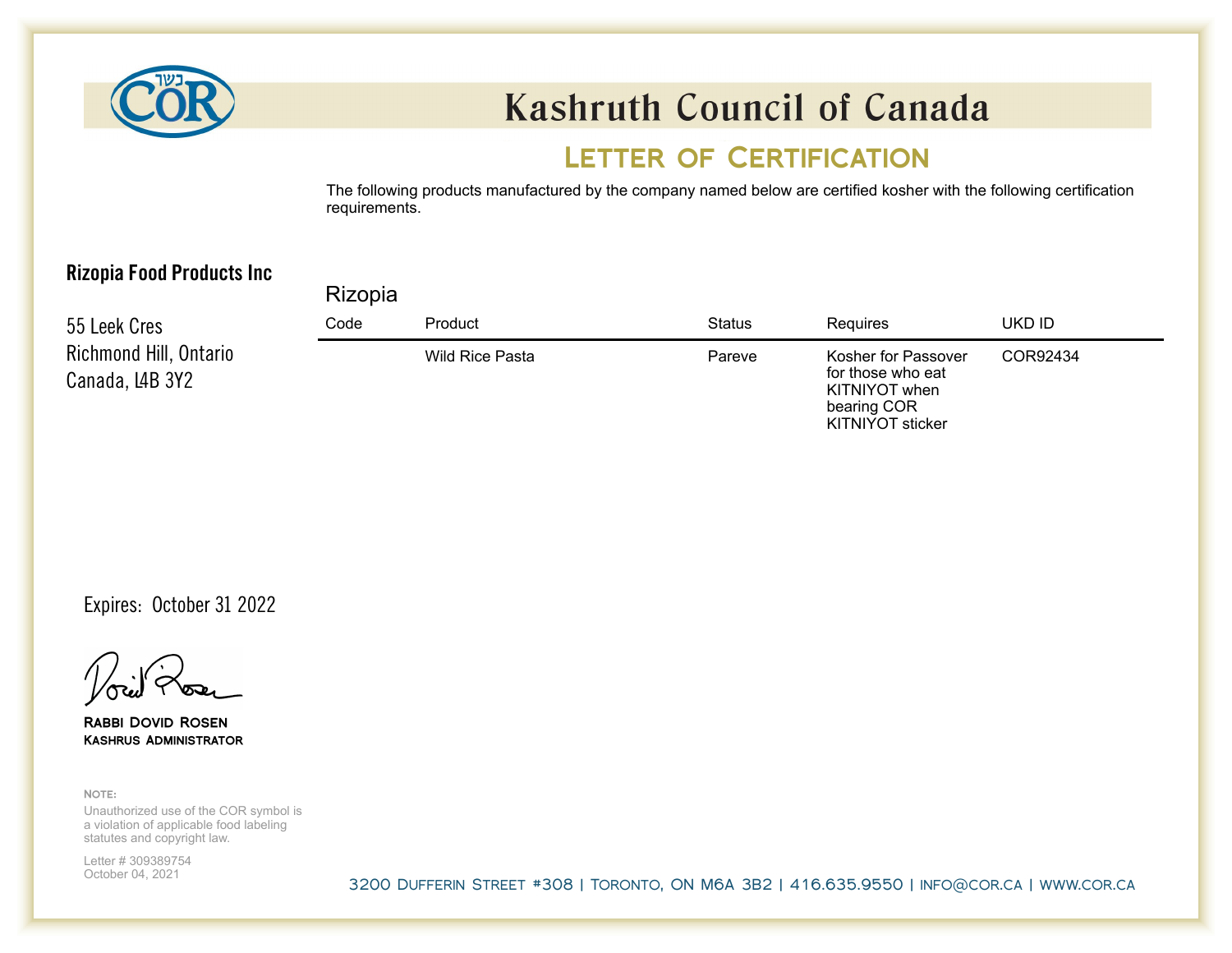# Kashruth Council of Canada

## Letter of Certification

The following products manufactured by the company named below are certified kosher with the following certification requirements.

**Rizopia Food Products Inc**

55 Leek Cres
Richmond Hill, Ontario
Canada, L4B 3Y2

### Rizopia

| Code | Product | Status | Requires | UKD ID |
|---|---|---|---|---|
| | Wild Rice Pasta | Pareve | Kosher for Passover for those who eat KITNIYOT when bearing COR KITNIYOT sticker | COR92434 |

Expires: October 31 2022

**Rabbi Dovid Rosen**
**Kashrus Administrator**

NOTE:
Unauthorized use of the COR symbol is a violation of applicable food labeling statutes and copyright law.

Letter # 309389754
October 04, 2021

3200 Dufferin Street #308 | Toronto, ON M6A 3B2 | 416.635.9550 | info@cor.ca | www.cor.ca